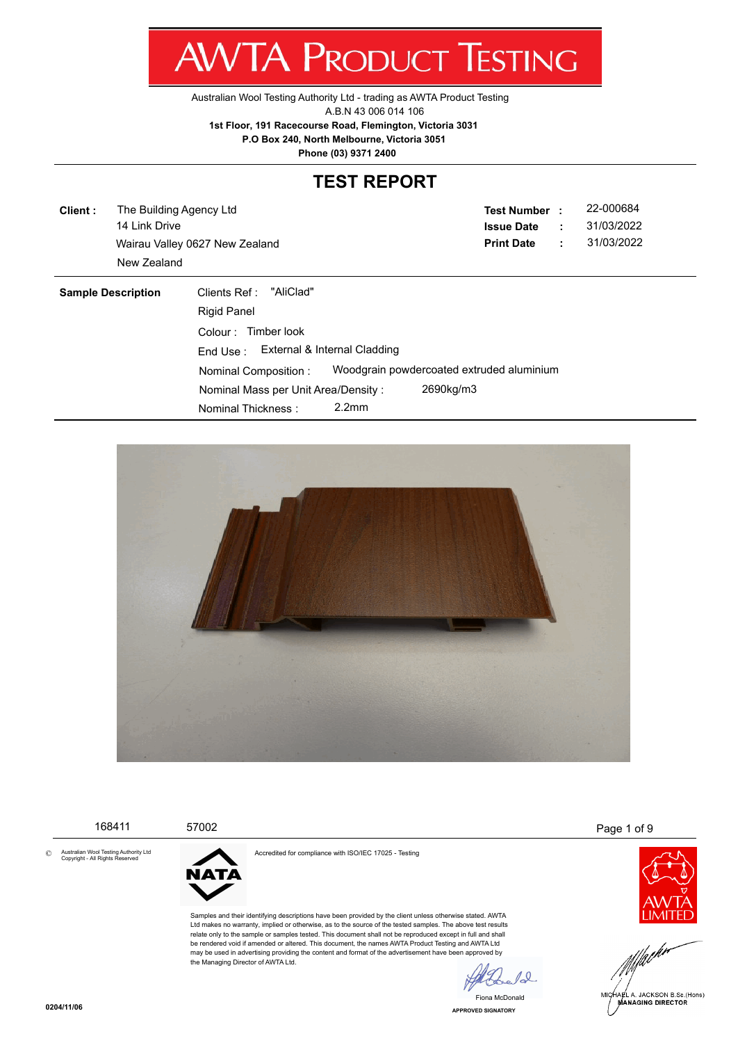# AWTA PRODUCT TESTING

Australian Wool Testing Authority Ltd - trading as AWTA Product Testing
A.B.N 43 006 014 106
**1st Floor, 191 Racecourse Road, Flemington, Victoria 3031**
**P.O Box 240, North Melbourne, Victoria 3051**
**Phone (03) 9371 2400**

## TEST REPORT

**Client :** The Building Agency Ltd
14 Link Drive
Wairau Valley 0627 New Zealand
New Zealand

**Test Number :** 22-000684
**Issue Date :** 31/03/2022
**Print Date :** 31/03/2022

**Sample Description**

Clients Ref : "AliClad"
Rigid Panel
Colour : Timber look
End Use : External & Internal Cladding
Nominal Composition : Woodgrain powdercoated extruded aluminium
Nominal Mass per Unit Area/Density : 2690kg/m3
Nominal Thickness : 2.2mm

168411 57002

© Australian Wool Testing Authority Ltd Copyright - All Rights Reserved

NATA — Accredited for compliance with ISO/IEC 17025 - Testing

Samples and their identifying descriptions have been provided by the client unless otherwise stated. AWTA Ltd makes no warranty, implied or otherwise, as to the source of the tested samples. The above test results relate only to the sample or samples tested. This document shall not be reproduced except in full and shall be rendered void if amended or altered. This document, the names AWTA Product Testing and AWTA Ltd may be used in advertising providing the content and format of the advertisement have been approved by the Managing Director of AWTA Ltd.

Fiona McDonald
APPROVED SIGNATORY

MICHAEL A. JACKSON B.Sc.(Hons)
MANAGING DIRECTOR

0204/11/06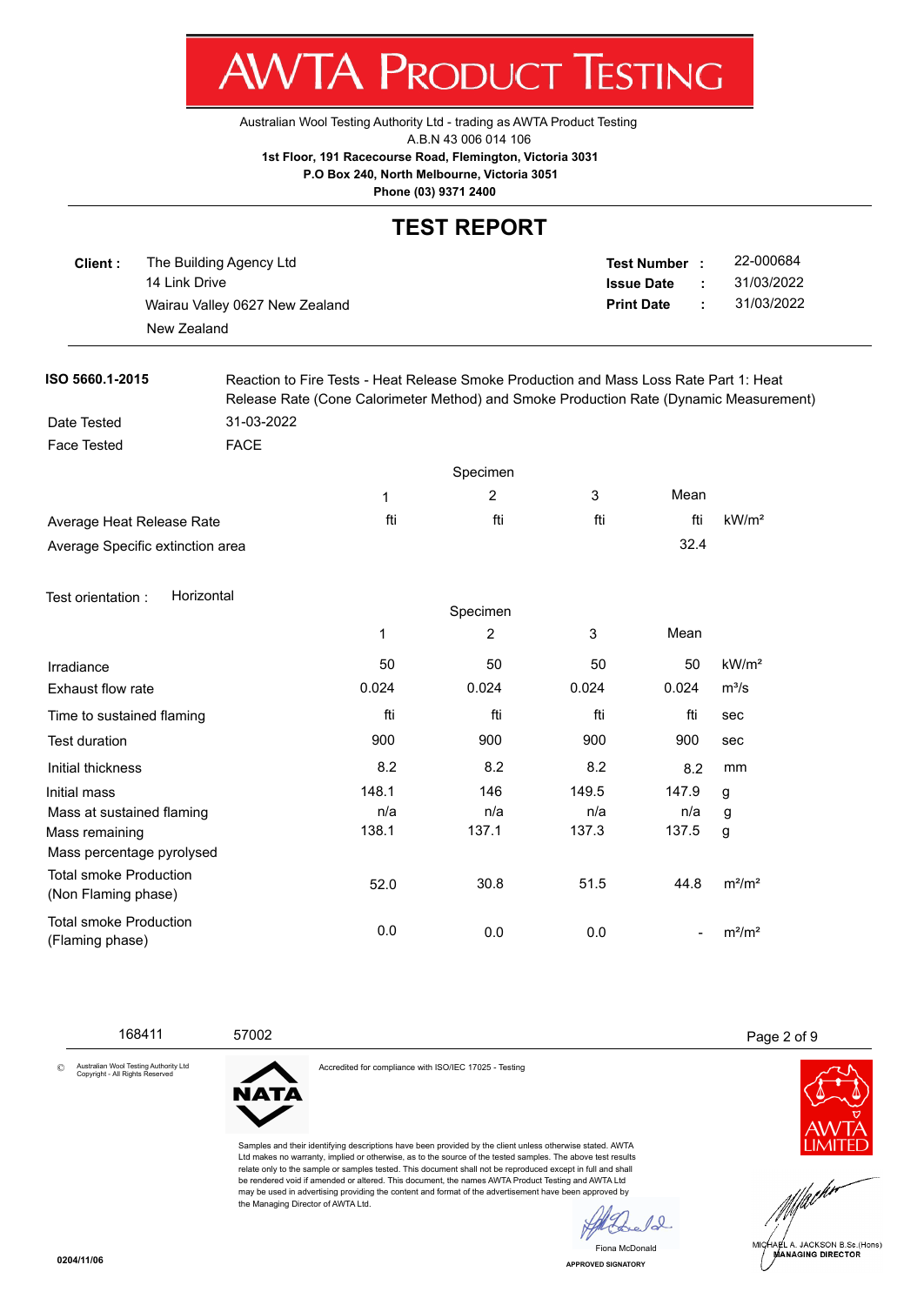# AWTA PRODUCT TESTING

Australian Wool Testing Authority Ltd - trading as AWTA Product Testing
A.B.N 43 006 014 106
**1st Floor, 191 Racecourse Road, Flemington, Victoria 3031**
**P.O Box 240, North Melbourne, Victoria 3051**
**Phone (03) 9371 2400**

## TEST REPORT

**Client :** The Building Agency Ltd
14 Link Drive
Wairau Valley 0627 New Zealand
New Zealand

**Test Number :** 22-000684
**Issue Date :** 31/03/2022
**Print Date :** 31/03/2022

**ISO 5660.1-2015** Reaction to Fire Tests - Heat Release Smoke Production and Mass Loss Rate Part 1: Heat Release Rate (Cone Calorimeter Method) and Smoke Production Rate (Dynamic Measurement)

Date Tested: 31-03-2022

Face Tested: FACE

| | Specimen 1 | Specimen 2 | Specimen 3 | Mean | |
|---|---|---|---|---|---|
| Average Heat Release Rate | fti | fti | fti | fti | kW/m² |
| Average Specific extinction area | | | | 32.4 | |

Test orientation : Horizontal

| | Specimen 1 | Specimen 2 | Specimen 3 | Mean | |
|---|---|---|---|---|---|
| Irradiance | 50 | 50 | 50 | 50 | kW/m² |
| Exhaust flow rate | 0.024 | 0.024 | 0.024 | 0.024 | m³/s |
| Time to sustained flaming | fti | fti | fti | fti | sec |
| Test duration | 900 | 900 | 900 | 900 | sec |
| Initial thickness | 8.2 | 8.2 | 8.2 | 8.2 | mm |
| Initial mass | 148.1 | 146 | 149.5 | 147.9 | g |
| Mass at sustained flaming | n/a | n/a | n/a | n/a | g |
| Mass remaining | 138.1 | 137.1 | 137.3 | 137.5 | g |
| Mass percentage pyrolysed | | | | | |
| Total smoke Production (Non Flaming phase) | 52.0 | 30.8 | 51.5 | 44.8 | m²/m² |
| Total smoke Production (Flaming phase) | 0.0 | 0.0 | 0.0 | - | m²/m² |

168411 57002

© Australian Wool Testing Authority Ltd Copyright - All Rights Reserved

Accredited for compliance with ISO/IEC 17025 - Testing

Samples and their identifying descriptions have been provided by the client unless otherwise stated. AWTA Ltd makes no warranty, implied or otherwise, as to the source of the tested samples. The above test results relate only to the sample or samples tested. This document shall not be reproduced except in full and shall be rendered void if amended or altered. This document, the names AWTA Product Testing and AWTA Ltd may be used in advertising providing the content and format of the advertisement have been approved by the Managing Director of AWTA Ltd.

Fiona McDonald
APPROVED SIGNATORY

MICHAEL A. JACKSON B.Sc.(Hons)
MANAGING DIRECTOR

0204/11/06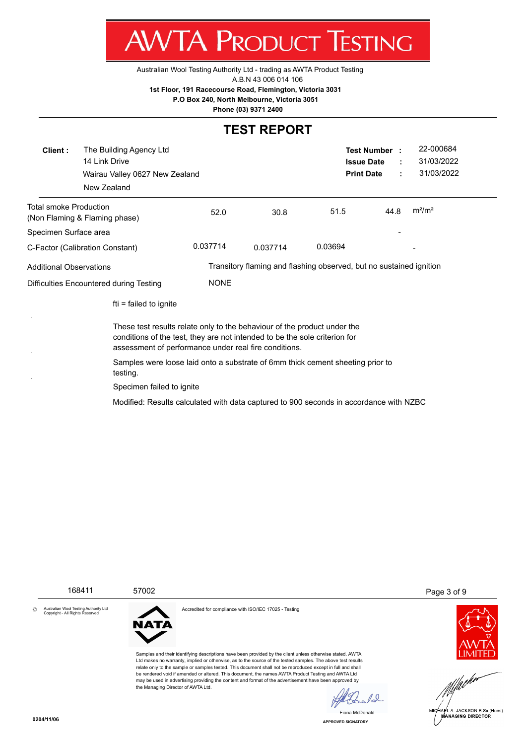# AWTA PRODUCT TESTING

Australian Wool Testing Authority Ltd - trading as AWTA Product Testing
A.B.N 43 006 014 106
**1st Floor, 191 Racecourse Road, Flemington, Victoria 3031**
**P.O Box 240, North Melbourne, Victoria 3051**
**Phone (03) 9371 2400**

## TEST REPORT

**Client :** The Building Agency Ltd
14 Link Drive
Wairau Valley 0627 New Zealand
New Zealand

**Test Number :** 22-000684
**Issue Date :** 31/03/2022
**Print Date :** 31/03/2022

| | | | | | |
|---|---|---|---|---|---|
| Total smoke Production (Non Flaming & Flaming phase) | 52.0 | 30.8 | 51.5 | 44.8 | $m^2/m^2$ |
| Specimen Surface area | | | | - | |
| C-Factor (Calibration Constant) | 0.037714 | 0.037714 | 0.03694 | | - |
| Additional Observations | Transitory flaming and flashing observed, but no sustained ignition | | | | |
| Difficulties Encountered during Testing | NONE | | | | |

fti = failed to ignite

These test results relate only to the behaviour of the product under the conditions of the test, they are not intended to be the sole criterion for assessment of performance under real fire conditions.

Samples were loose laid onto a substrate of 6mm thick cement sheeting prior to testing.

Specimen failed to ignite

Modified: Results calculated with data captured to 900 seconds in accordance with NZBC

168411 57002

© Australian Wool Testing Authority Ltd Copyright - All Rights Reserved

Accredited for compliance with ISO/IEC 17025 - Testing

Samples and their identifying descriptions have been provided by the client unless otherwise stated. AWTA Ltd makes no warranty, implied or otherwise, as to the source of the tested samples. The above test results relate only to the sample or samples tested. This document shall not be reproduced except in full and shall be rendered void if amended or altered. This document, the names AWTA Product Testing and AWTA Ltd may be used in advertising providing the content and format of the advertisement have been approved by the Managing Director of AWTA Ltd.

Fiona McDonald
APPROVED SIGNATORY

MICHAEL A. JACKSON B.Sc.(Hons)
MANAGING DIRECTOR

0204/11/06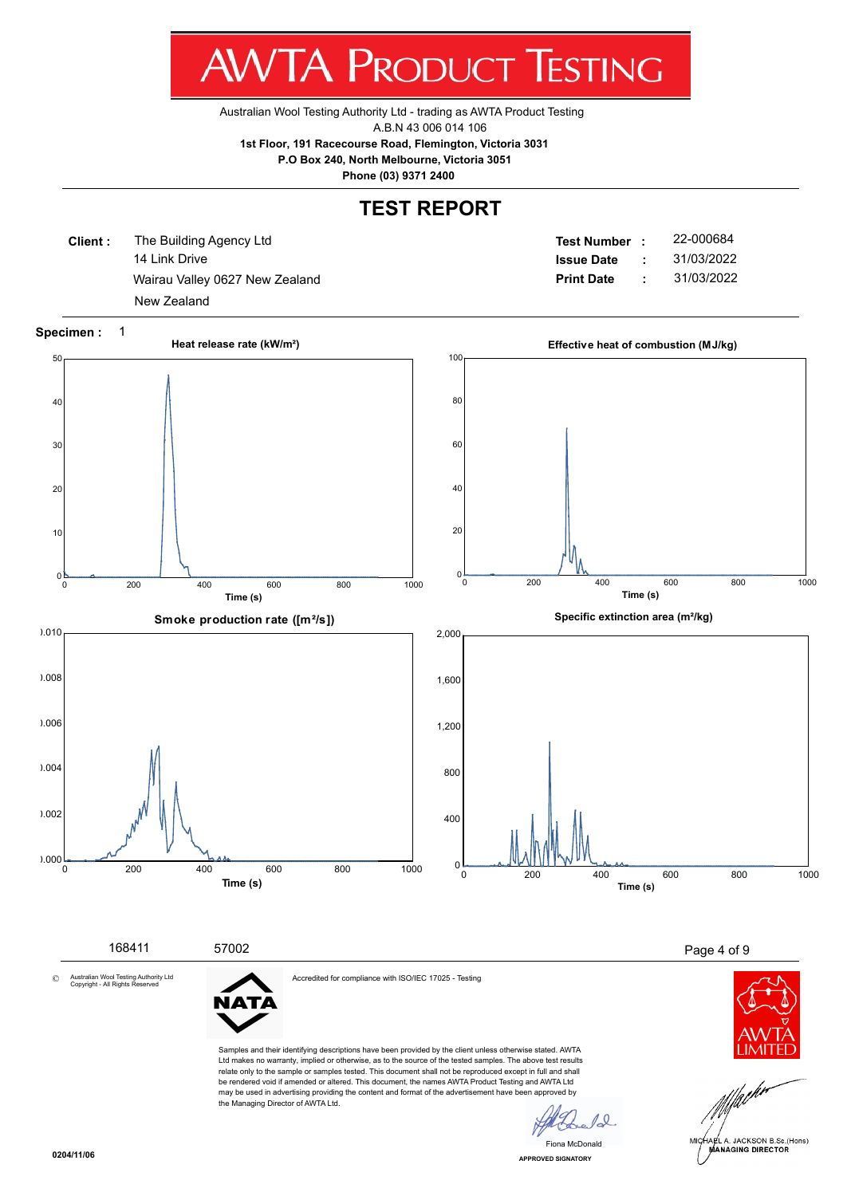# AWTA PRODUCT TESTING

Australian Wool Testing Authority Ltd - trading as AWTA Product Testing
A.B.N 43 006 014 106
**1st Floor, 191 Racecourse Road, Flemington, Victoria 3031**
**P.O Box 240, North Melbourne, Victoria 3051**
**Phone (03) 9371 2400**

## TEST REPORT

**Client :** The Building Agency Ltd
14 Link Drive
Wairau Valley 0627 New Zealand
New Zealand

**Test Number :** 22-000684
**Issue Date :** 31/03/2022
**Print Date :** 31/03/2022

**Specimen :** 1

Heat release rate (kW/m²)

Effective heat of combustion (MJ/kg)

Smoke production rate ([m²/s])

Specific extinction area (m²/kg)

168411 57002

© Australian Wool Testing Authority Ltd Copyright - All Rights Reserved

Accredited for compliance with ISO/IEC 17025 - Testing

Samples and their identifying descriptions have been provided by the client unless otherwise stated. AWTA Ltd makes no warranty, implied or otherwise, as to the source of the tested samples. The above test results relate only to the sample or samples tested. This document shall not be reproduced except in full and shall be rendered void if amended or altered. This document, the names AWTA Product Testing and AWTA Ltd may be used in advertising providing the content and format of the advertisement have been approved by the Managing Director of AWTA Ltd.

Fiona McDonald
APPROVED SIGNATORY

MICHAEL A. JACKSON B.Sc.(Hons)
MANAGING DIRECTOR

0204/11/06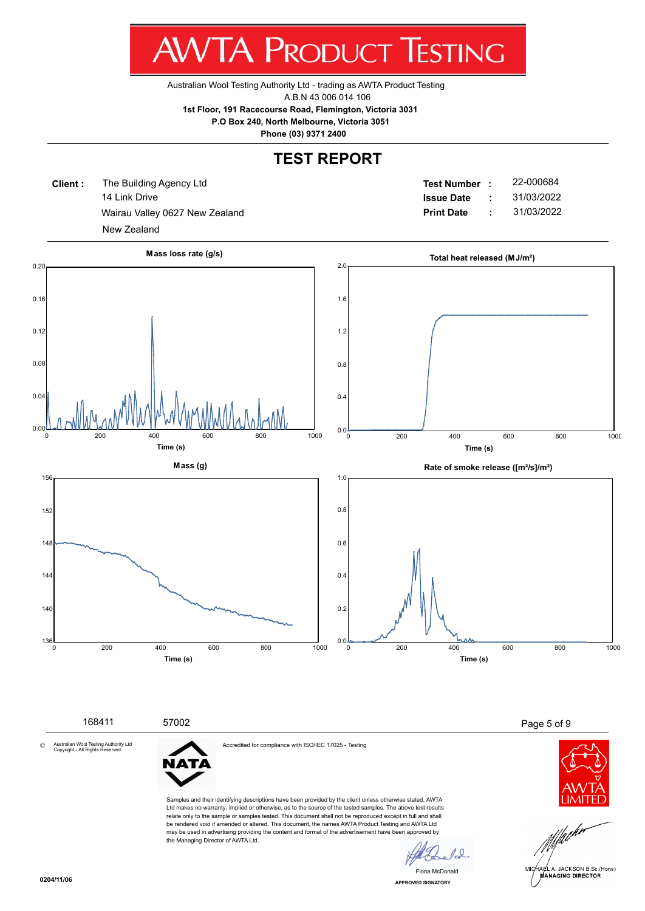# AWTA PRODUCT TESTING

Australian Wool Testing Authority Ltd - trading as AWTA Product Testing
A.B.N 43 006 014 106
**1st Floor, 191 Racecourse Road, Flemington, Victoria 3031**
**P.O Box 240, North Melbourne, Victoria 3051**
**Phone (03) 9371 2400**

## TEST REPORT

**Client :** The Building Agency Ltd
14 Link Drive
Wairau Valley 0627 New Zealand
New Zealand

| | | |
|---|---|---|
| **Test Number** | : | 22-000684 |
| **Issue Date** | : | 31/03/2022 |
| **Print Date** | : | 31/03/2022 |

**Mass loss rate (g/s)**

**Total heat released (MJ/m²)**

**Mass (g)**

**Rate of smoke release ([m²/s]/m²)**

168411 57002

© Australian Wool Testing Authority Ltd Copyright - All Rights Reserved

Accredited for compliance with ISO/IEC 17025 - Testing

Samples and their identifying descriptions have been provided by the client unless otherwise stated. AWTA Ltd makes no warranty, implied or otherwise, as to the source of the tested samples. The above test results relate only to the sample or samples tested. This document shall not be reproduced except in full and shall be rendered void if amended or altered. This document, the names AWTA Product Testing and AWTA Ltd may be used in advertising providing the content and format of the advertisement have been approved by the Managing Director of AWTA Ltd.

Fiona McDonald
APPROVED SIGNATORY

MICHAEL A. JACKSON B.Sc.(Hons)
MANAGING DIRECTOR

0204/11/06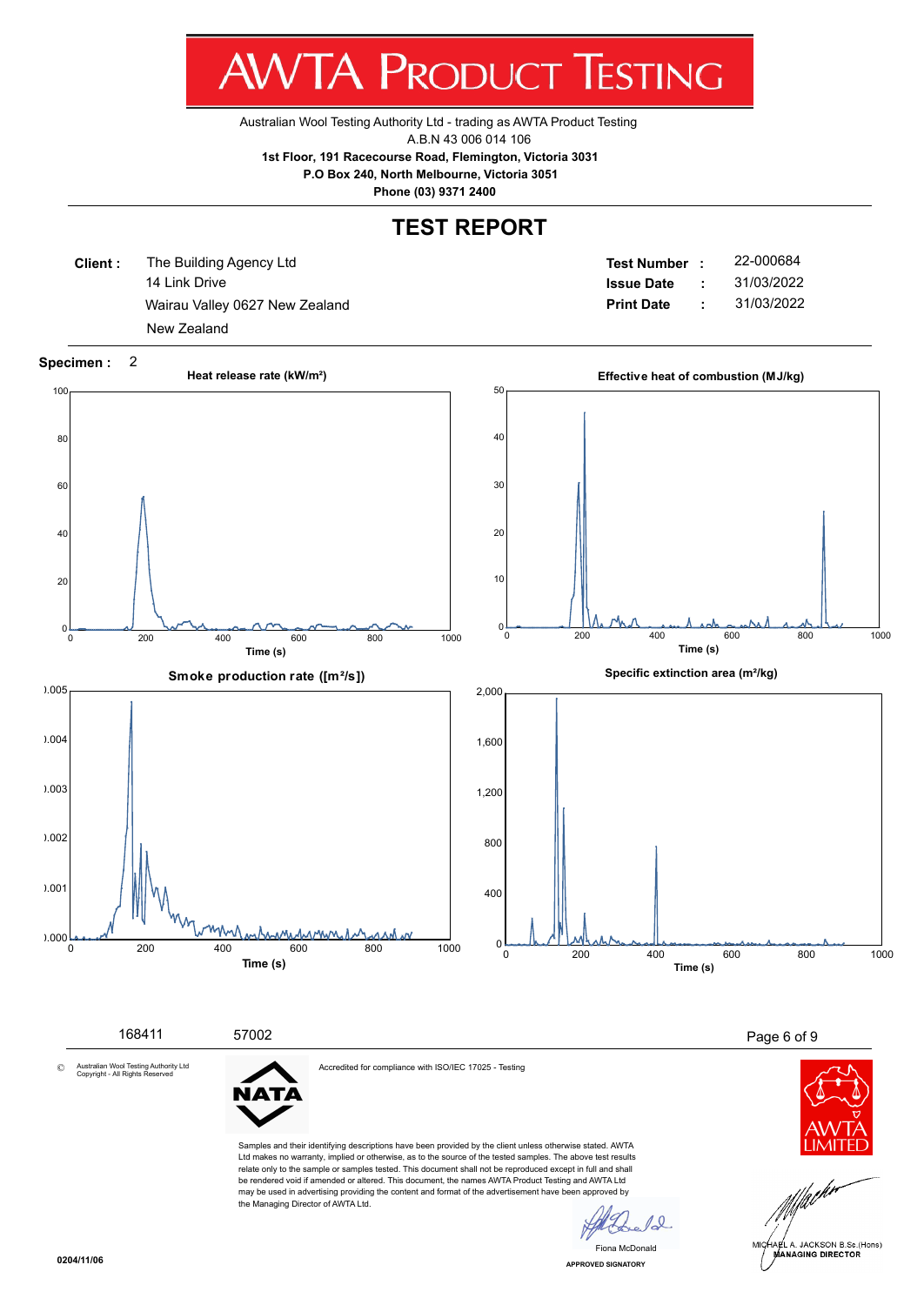# AWTA PRODUCT TESTING

Australian Wool Testing Authority Ltd - trading as AWTA Product Testing
A.B.N 43 006 014 106
**1st Floor, 191 Racecourse Road, Flemington, Victoria 3031**
**P.O Box 240, North Melbourne, Victoria 3051**
**Phone (03) 9371 2400**

## TEST REPORT

**Client :** The Building Agency Ltd
14 Link Drive
Wairau Valley 0627 New Zealand
New Zealand

**Test Number :** 22-000684
**Issue Date :** 31/03/2022
**Print Date :** 31/03/2022

**Specimen :** 2

**Heat release rate (kW/m²)**
Time (s)

**Effective heat of combustion (MJ/kg)**
Time (s)

**Smoke production rate ([m²/s])**
Time (s)

**Specific extinction area (m²/kg)**
Time (s)

168411 57002

© Australian Wool Testing Authority Ltd Copyright - All Rights Reserved

NATA

Accredited for compliance with ISO/IEC 17025 - Testing

Samples and their identifying descriptions have been provided by the client unless otherwise stated. AWTA Ltd makes no warranty, implied or otherwise, as to the source of the tested samples. The above test results relate only to the sample or samples tested. This document shall not be reproduced except in full and shall be rendered void if amended or altered. This document, the names AWTA Product Testing and AWTA Ltd may be used in advertising providing the content and format of the advertisement have been approved by the Managing Director of AWTA Ltd.

Fiona McDonald
APPROVED SIGNATORY

MICHAEL A. JACKSON B.Sc.(Hons)
MANAGING DIRECTOR

0204/11/06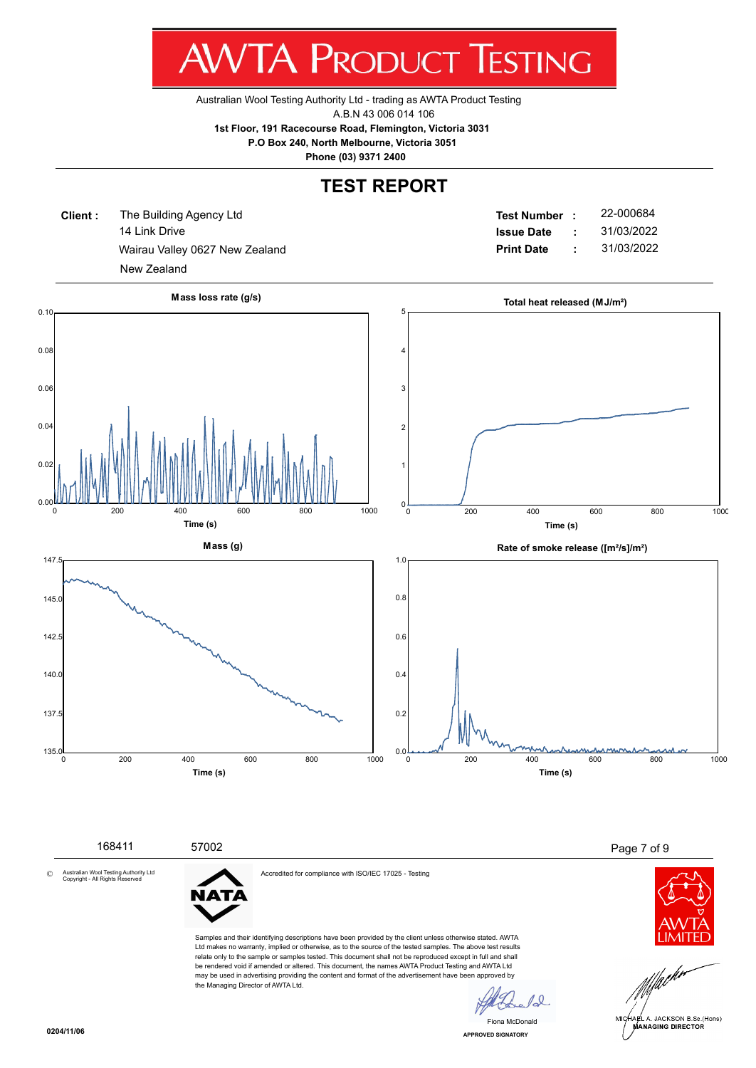# AWTA PRODUCT TESTING

Australian Wool Testing Authority Ltd - trading as AWTA Product Testing
A.B.N 43 006 014 106
**1st Floor, 191 Racecourse Road, Flemington, Victoria 3031**
**P.O Box 240, North Melbourne, Victoria 3051**
**Phone (03) 9371 2400**

## TEST REPORT

**Client :** The Building Agency Ltd
14 Link Drive
Wairau Valley 0627 New Zealand
New Zealand

**Test Number :** 22-000684
**Issue Date :** 31/03/2022
**Print Date :** 31/03/2022

**Mass loss rate (g/s)**

**Total heat released (MJ/m²)**

**Mass (g)**

**Rate of smoke release ([m²/s]/m²)**

168411 57002

© Australian Wool Testing Authority Ltd Copyright - All Rights Reserved

Accredited for compliance with ISO/IEC 17025 - Testing

Samples and their identifying descriptions have been provided by the client unless otherwise stated. AWTA Ltd makes no warranty, implied or otherwise, as to the source of the tested samples. The above test results relate only to the sample or samples tested. This document shall not be reproduced except in full and shall be rendered void if amended or altered. This document, the names AWTA Product Testing and AWTA Ltd may be used in advertising providing the content and format of the advertisement have been approved by the Managing Director of AWTA Ltd.

Fiona McDonald
APPROVED SIGNATORY

MICHAEL A. JACKSON B.Sc.(Hons)
MANAGING DIRECTOR

0204/11/06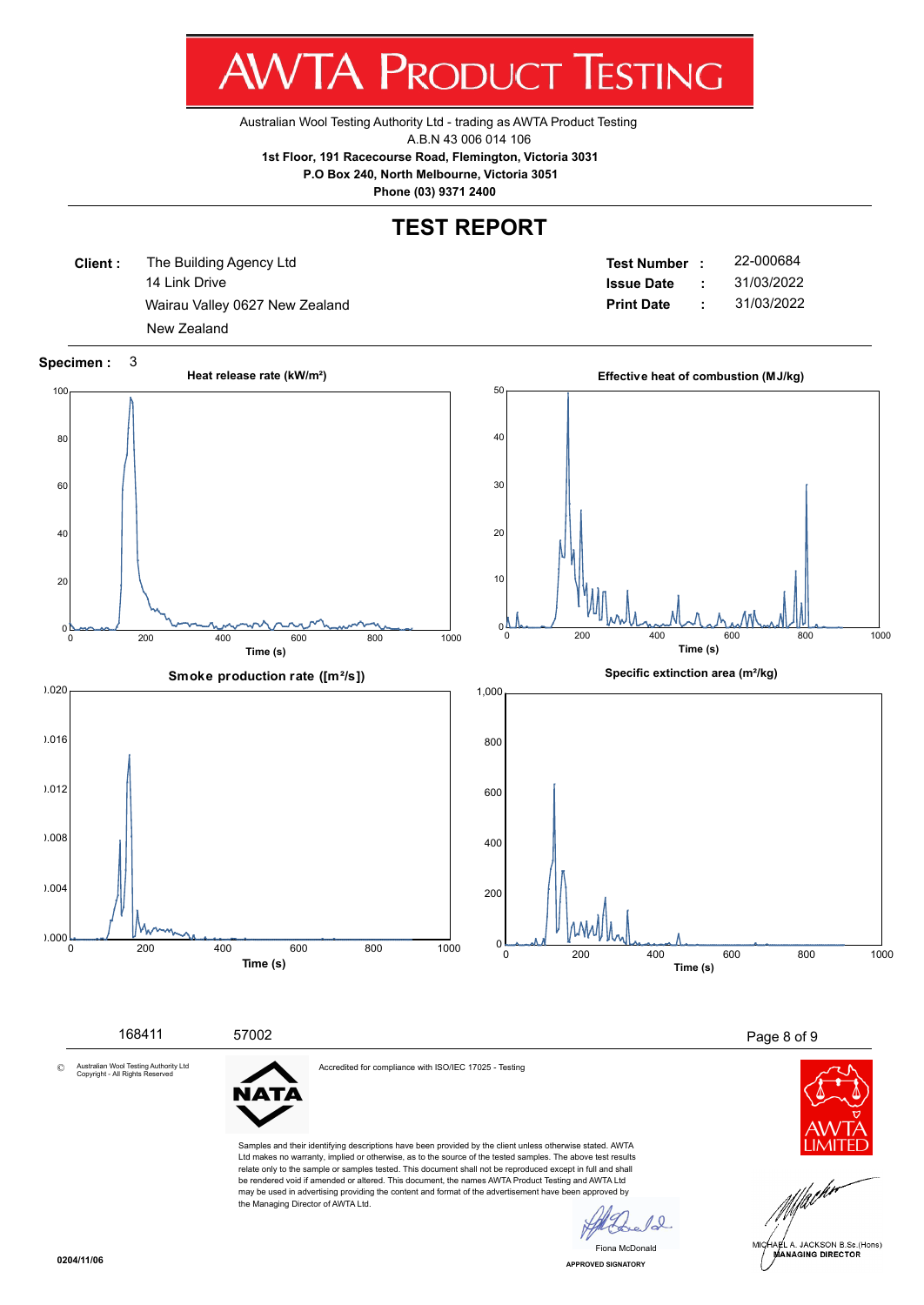# AWTA PRODUCT TESTING

Australian Wool Testing Authority Ltd - trading as AWTA Product Testing
A.B.N 43 006 014 106
**1st Floor, 191 Racecourse Road, Flemington, Victoria 3031**
**P.O Box 240, North Melbourne, Victoria 3051**
**Phone (03) 9371 2400**

## TEST REPORT

| | | | | |
|---|---|---|---|---|
| **Client :** | The Building Agency Ltd | **Test Number** | **:** | 22-000684 |
| | 14 Link Drive | **Issue Date** | **:** | 31/03/2022 |
| | Wairau Valley 0627 New Zealand | **Print Date** | **:** | 31/03/2022 |
| | New Zealand | | | |

**Specimen :** 3

**Heat release rate (kW/m²)**

**Effective heat of combustion (MJ/kg)**

**Smoke production rate ([m²/s])**

**Specific extinction area (m²/kg)**

168411 57002

© Australian Wool Testing Authority Ltd Copyright - All Rights Reserved

Accredited for compliance with ISO/IEC 17025 - Testing

Samples and their identifying descriptions have been provided by the client unless otherwise stated. AWTA Ltd makes no warranty, implied or otherwise, as to the source of the tested samples. The above test results relate only to the sample or samples tested. This document shall not be reproduced except in full and shall be rendered void if amended or altered. This document, the names AWTA Product Testing and AWTA Ltd may be used in advertising providing the content and format of the advertisement have been approved by the Managing Director of AWTA Ltd.

Fiona McDonald
APPROVED SIGNATORY

MICHAEL A. JACKSON B.Sc.(Hons)
MANAGING DIRECTOR

0204/11/06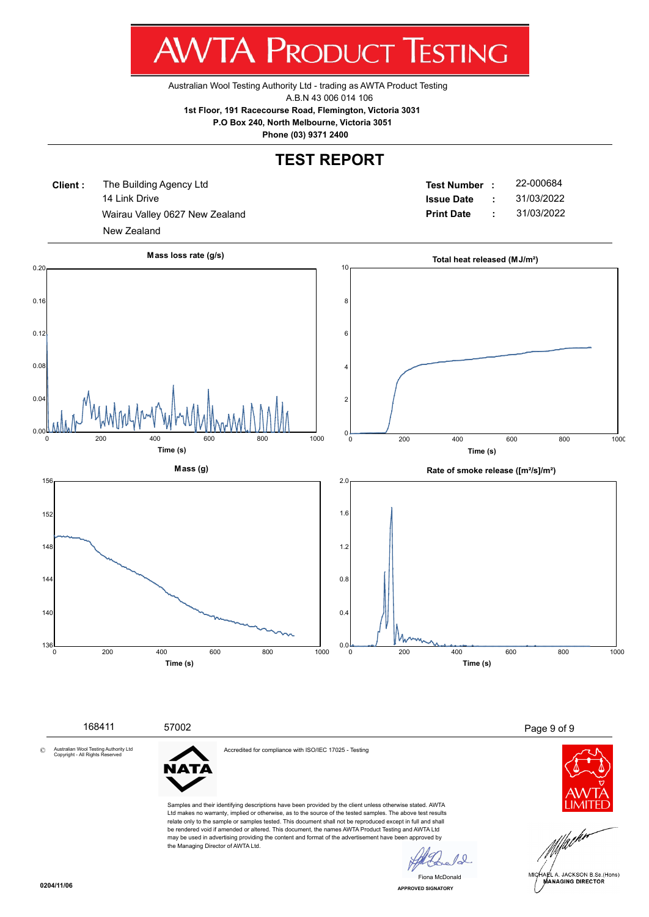# AWTA PRODUCT TESTING

Australian Wool Testing Authority Ltd - trading as AWTA Product Testing
A.B.N 43 006 014 106
**1st Floor, 191 Racecourse Road, Flemington, Victoria 3031**
**P.O Box 240, North Melbourne, Victoria 3051**
**Phone (03) 9371 2400**

## TEST REPORT

**Client :** The Building Agency Ltd
14 Link Drive
Wairau Valley 0627 New Zealand
New Zealand

**Test Number :** 22-000684
**Issue Date :** 31/03/2022
**Print Date :** 31/03/2022

**Mass loss rate (g/s)**

0.20
0.16
0.12
0.08
0.04
0.00
0 200 400 600 800 1000
Time (s)

**Total heat released (MJ/m²)**

10
8
6
4
2
0
0 200 400 600 800 1000
Time (s)

**Mass (g)**

156
152
148
144
140
136
0 200 400 600 800 1000
Time (s)

**Rate of smoke release ([m²/s]/m²)**

2.0
1.6
1.2
0.8
0.4
0.0
0 200 400 600 800 1000
Time (s)

168411 57002

© Australian Wool Testing Authority Ltd Copyright - All Rights Reserved

NATA

Accredited for compliance with ISO/IEC 17025 - Testing

Samples and their identifying descriptions have been provided by the client unless otherwise stated. AWTA Ltd makes no warranty, implied or otherwise, as to the source of the tested samples. The above test results relate only to the sample or samples tested. This document shall not be reproduced except in full and shall be rendered void if amended or altered. This document, the names AWTA Product Testing and AWTA Ltd may be used in advertising providing the content and format of the advertisement have been approved by the Managing Director of AWTA Ltd.

AWTA LIMITED

Fiona McDonald
APPROVED SIGNATORY

MICHAEL A. JACKSON B.Sc.(Hons)
MANAGING DIRECTOR

0204/11/06